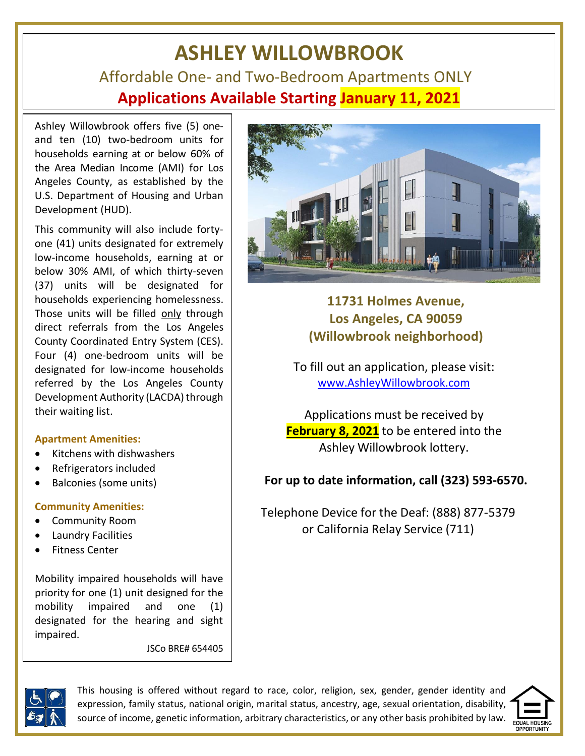# ASHLEY WILLOWBROOK

## Affordable One- and Two-Bedroom Apartments ONLY

## Applications Available Starting January 11, 2021

Ashley Willowbrook offers five (5) one- and ten (10) two-bedroom units for households earning at or below 60% of the Area Median Income (AMI) for Los Angeles County, as established by the U.S. Department of Housing and Urban Development (HUD).

This community will also include forty-one (41) units designated for extremely low-income households, earning at or below 30% AMI, of which thirty-seven (37) units will be designated for households experiencing homelessness. Those units will be filled only through direct referrals from the Los Angeles County Coordinated Entry System (CES). Four (4) one-bedroom units will be designated for low-income households referred by the Los Angeles County Development Authority (LACDA) through their waiting list.

**Apartment Amenities:**

- Kitchens with dishwashers
- Refrigerators included
- Balconies (some units)

**Community Amenities:**

- Community Room
- Laundry Facilities
- Fitness Center

Mobility impaired households will have priority for one (1) unit designed for the mobility impaired and one (1) designated for the hearing and sight impaired.

JSCo BRE# 654405

**11731 Holmes Avenue,**
**Los Angeles, CA 90059**
**(Willowbrook neighborhood)**

To fill out an application, please visit:
www.AshleyWillowbrook.com

Applications must be received by **February 8, 2021** to be entered into the Ashley Willowbrook lottery.

**For up to date information, call (323) 593-6570.**

Telephone Device for the Deaf: (888) 877-5379
or California Relay Service (711)

This housing is offered without regard to race, color, religion, sex, gender, gender identity and expression, family status, national origin, marital status, ancestry, age, sexual orientation, disability, source of income, genetic information, arbitrary characteristics, or any other basis prohibited by law.

EQUAL HOUSING OPPORTUNITY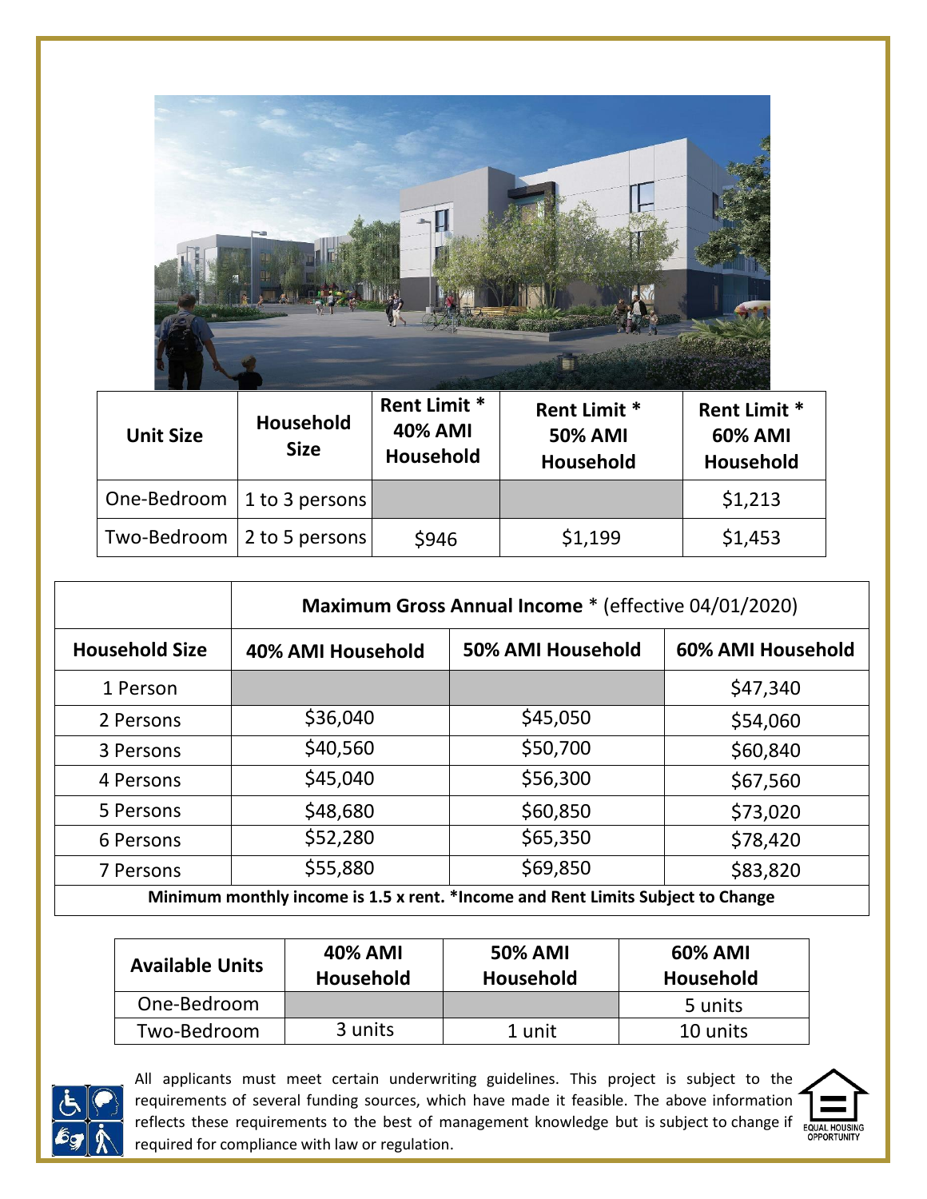| Unit Size | Household Size | Rent Limit * 40% AMI Household | Rent Limit * 50% AMI Household | Rent Limit * 60% AMI Household |
|---|---|---|---|---|
| One-Bedroom | 1 to 3 persons | | | $1,213 |
| Two-Bedroom | 2 to 5 persons | $946 | $1,199 | $1,453 |

| | **Maximum Gross Annual Income** * (effective 04/01/2020) | | |
|---|---|---|---|
| **Household Size** | **40% AMI Household** | **50% AMI Household** | **60% AMI Household** |
| 1 Person | | | $47,340 |
| 2 Persons | $36,040 | $45,050 | $54,060 |
| 3 Persons | $40,560 | $50,700 | $60,840 |
| 4 Persons | $45,040 | $56,300 | $67,560 |
| 5 Persons | $48,680 | $60,850 | $73,020 |
| 6 Persons | $52,280 | $65,350 | $78,420 |
| 7 Persons | $55,880 | $69,850 | $83,820 |

**Minimum monthly income is 1.5 x rent. *Income and Rent Limits Subject to Change**

| Available Units | 40% AMI Household | 50% AMI Household | 60% AMI Household |
|---|---|---|---|
| One-Bedroom | | | 5 units |
| Two-Bedroom | 3 units | 1 unit | 10 units |

All applicants must meet certain underwriting guidelines. This project is subject to the requirements of several funding sources, which have made it feasible. The above information reflects these requirements to the best of management knowledge but is subject to change if required for compliance with law or regulation.

EQUAL HOUSING OPPORTUNITY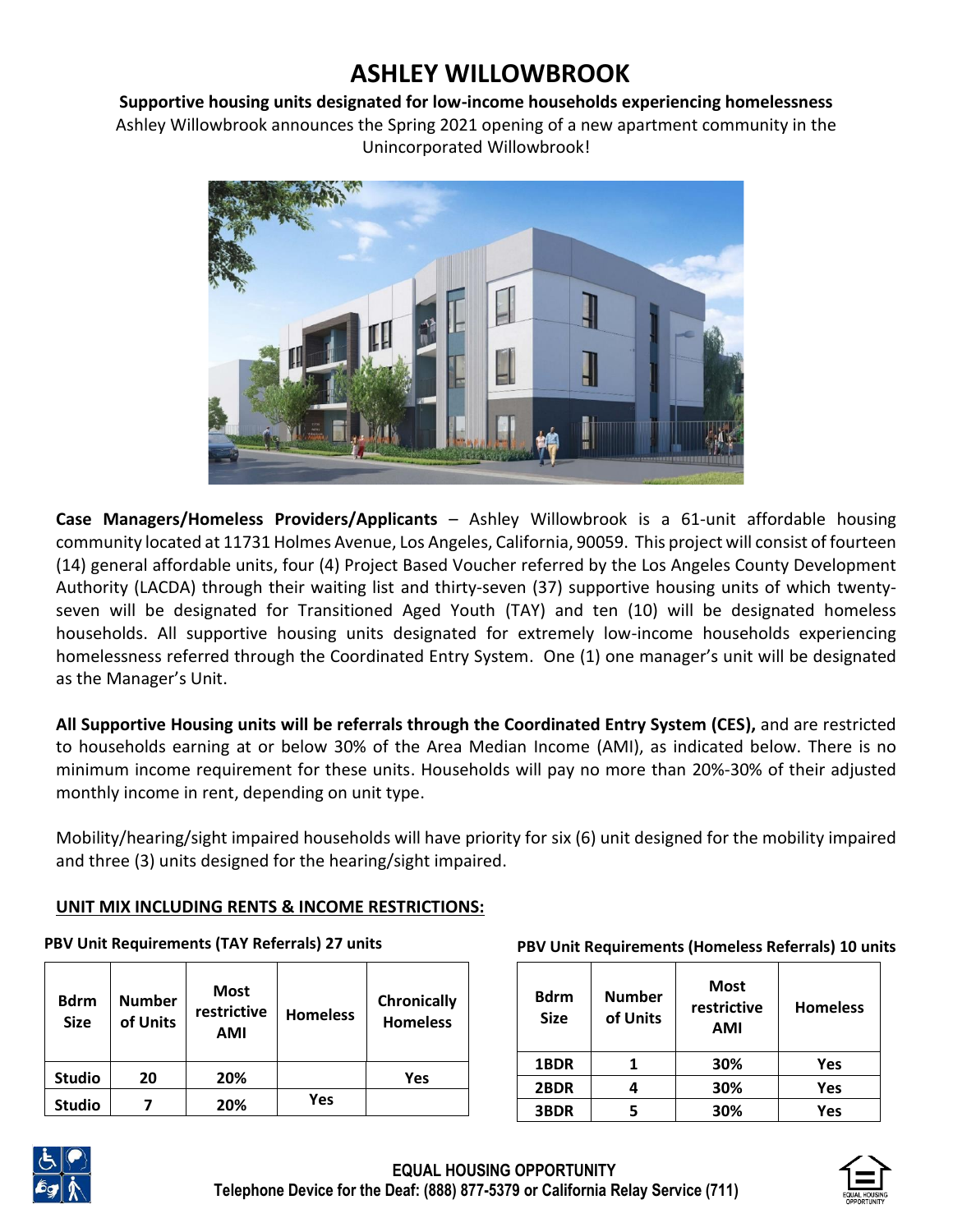# ASHLEY WILLOWBROOK

**Supportive housing units designated for low-income households experiencing homelessness**

Ashley Willowbrook announces the Spring 2021 opening of a new apartment community in the Unincorporated Willowbrook!

**Case Managers/Homeless Providers/Applicants** – Ashley Willowbrook is a 61-unit affordable housing community located at 11731 Holmes Avenue, Los Angeles, California, 90059. This project will consist of fourteen (14) general affordable units, four (4) Project Based Voucher referred by the Los Angeles County Development Authority (LACDA) through their waiting list and thirty-seven (37) supportive housing units of which twenty-seven will be designated for Transitioned Aged Youth (TAY) and ten (10) will be designated homeless households. All supportive housing units designated for extremely low-income households experiencing homelessness referred through the Coordinated Entry System. One (1) one manager's unit will be designated as the Manager's Unit.

**All Supportive Housing units will be referrals through the Coordinated Entry System (CES),** and are restricted to households earning at or below 30% of the Area Median Income (AMI), as indicated below. There is no minimum income requirement for these units. Households will pay no more than 20%-30% of their adjusted monthly income in rent, depending on unit type.

Mobility/hearing/sight impaired households will have priority for six (6) unit designed for the mobility impaired and three (3) units designed for the hearing/sight impaired.

## UNIT MIX INCLUDING RENTS & INCOME RESTRICTIONS:

**PBV Unit Requirements (TAY Referrals) 27 units**

| Bdrm Size | Number of Units | Most restrictive AMI | Homeless | Chronically Homeless |
|---|---|---|---|---|
| Studio | 20 | 20% | | Yes |
| Studio | 7 | 20% | Yes | |

**PBV Unit Requirements (Homeless Referrals) 10 units**

| Bdrm Size | Number of Units | Most restrictive AMI | Homeless |
|---|---|---|---|
| 1BDR | 1 | 30% | Yes |
| 2BDR | 4 | 30% | Yes |
| 3BDR | 5 | 30% | Yes |

**EQUAL HOUSING OPPORTUNITY**
**Telephone Device for the Deaf: (888) 877-5379 or California Relay Service (711)**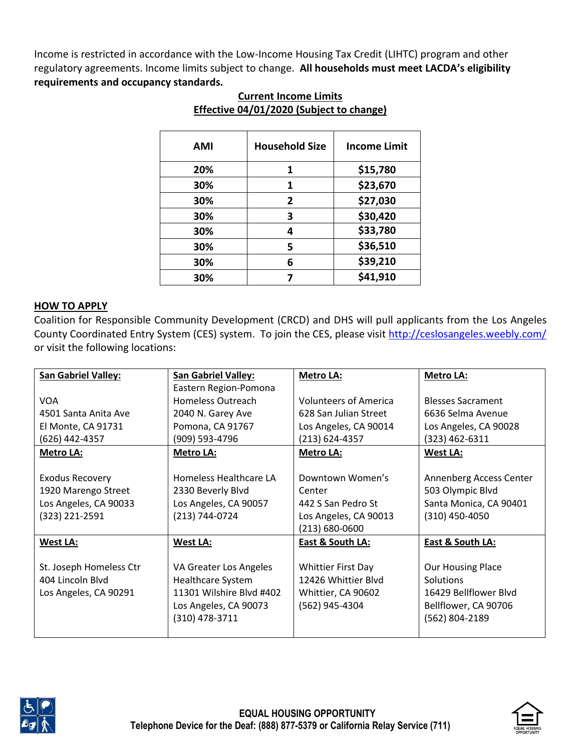Income is restricted in accordance with the Low-Income Housing Tax Credit (LIHTC) program and other regulatory agreements. Income limits subject to change. **All households must meet LACDA's eligibility requirements and occupancy standards.**

**Current Income Limits**
**Effective 04/01/2020 (Subject to change)**

| AMI | Household Size | Income Limit |
|---|---|---|
| 20% | 1 | $15,780 |
| 30% | 1 | $23,670 |
| 30% | 2 | $27,030 |
| 30% | 3 | $30,420 |
| 30% | 4 | $33,780 |
| 30% | 5 | $36,510 |
| 30% | 6 | $39,210 |
| 30% | 7 | $41,910 |

## HOW TO APPLY

Coalition for Responsible Community Development (CRCD) and DHS will pull applicants from the Los Angeles County Coordinated Entry System (CES) system. To join the CES, please visit http://ceslosangeles.weebly.com/ or visit the following locations:

| San Gabriel Valley: | San Gabriel Valley: | Metro LA: | Metro LA: |
|---|---|---|---|
| VOA<br>4501 Santa Anita Ave<br>El Monte, CA 91731<br>(626) 442-4357 | Eastern Region-Pomona Homeless Outreach<br>2040 N. Garey Ave<br>Pomona, CA 91767<br>(909) 593-4796 | Volunteers of America<br>628 San Julian Street<br>Los Angeles, CA 90014<br>(213) 624-4357 | Blesses Sacrament<br>6636 Selma Avenue<br>Los Angeles, CA 90028<br>(323) 462-6311 |
| **Metro LA:** | **Metro LA:** | **Metro LA:** | **West LA:** |
| Exodus Recovery<br>1920 Marengo Street<br>Los Angeles, CA 90033<br>(323) 221-2591 | Homeless Healthcare LA<br>2330 Beverly Blvd<br>Los Angeles, CA 90057<br>(213) 744-0724 | Downtown Women's Center<br>442 S San Pedro St<br>Los Angeles, CA 90013<br>(213) 680-0600 | Annenberg Access Center<br>503 Olympic Blvd<br>Santa Monica, CA 90401<br>(310) 450-4050 |
| **West LA:** | **West LA:** | **East & South LA:** | **East & South LA:** |
| St. Joseph Homeless Ctr<br>404 Lincoln Blvd<br>Los Angeles, CA 90291 | VA Greater Los Angeles Healthcare System<br>11301 Wilshire Blvd #402<br>Los Angeles, CA 90073<br>(310) 478-3711 | Whittier First Day<br>12426 Whittier Blvd<br>Whittier, CA 90602<br>(562) 945-4304 | Our Housing Place Solutions<br>16429 Bellflower Blvd<br>Bellflower, CA 90706<br>(562) 804-2189 |

**EQUAL HOUSING OPPORTUNITY**
**Telephone Device for the Deaf: (888) 877-5379 or California Relay Service (711)**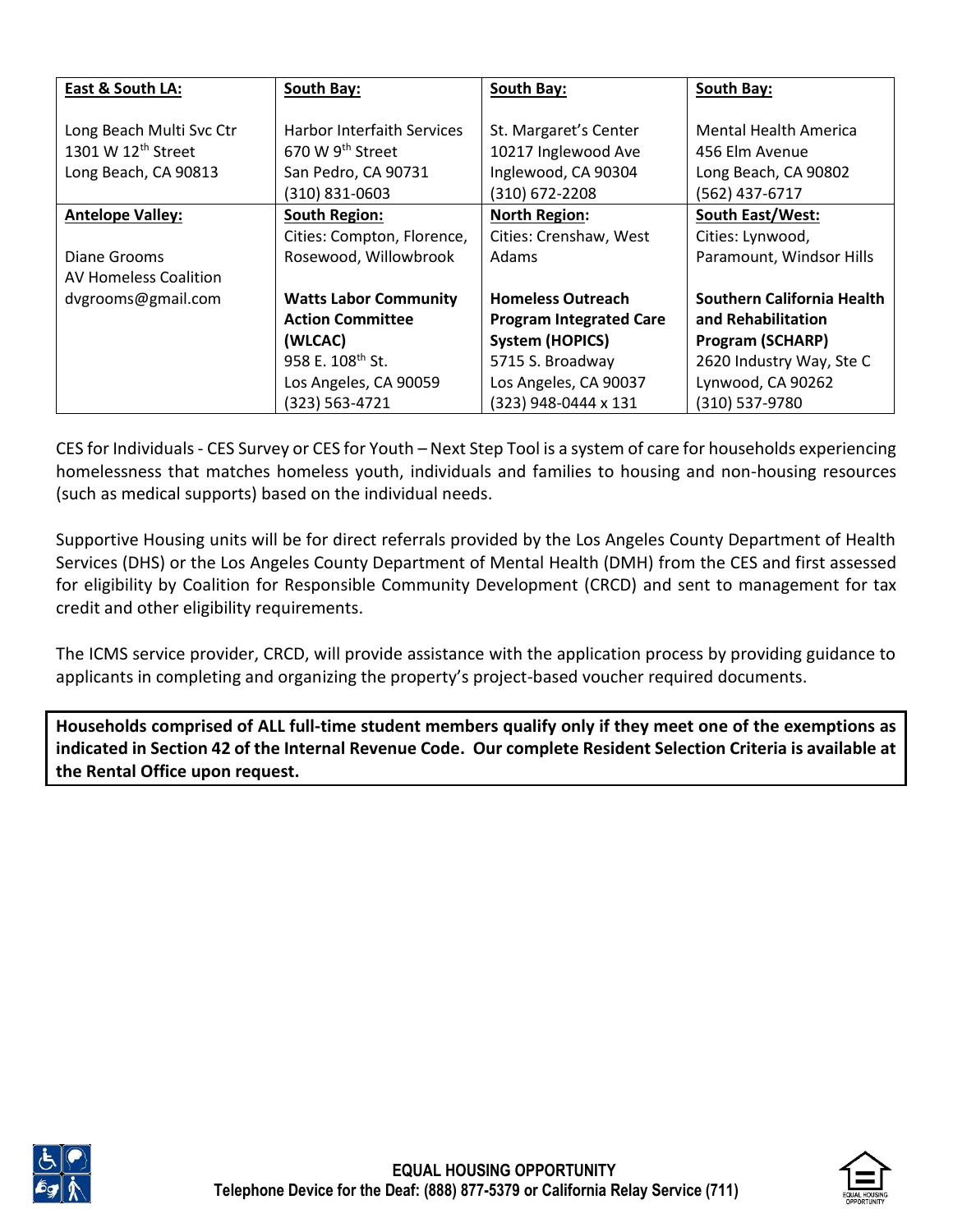| **East & South LA:** | **South Bay:** | **South Bay:** | **South Bay:** |
|---|---|---|---|
| Long Beach Multi Svc Ctr<br>1301 W 12th Street<br>Long Beach, CA 90813 | Harbor Interfaith Services<br>670 W 9th Street<br>San Pedro, CA 90731<br>(310) 831-0603 | St. Margaret's Center<br>10217 Inglewood Ave<br>Inglewood, CA 90304<br>(310) 672-2208 | Mental Health America<br>456 Elm Avenue<br>Long Beach, CA 90802<br>(562) 437-6717 |
| **Antelope Valley:**<br><br>Diane Grooms<br>AV Homeless Coalition<br>dvgrooms@gmail.com | **South Region:**<br>Cities: Compton, Florence, Rosewood, Willowbrook<br><br>**Watts Labor Community Action Committee (WLCAC)**<br>958 E. 108th St.<br>Los Angeles, CA 90059<br>(323) 563-4721 | **North Region:**<br>Cities: Crenshaw, West Adams<br><br>**Homeless Outreach Program Integrated Care System (HOPICS)**<br>5715 S. Broadway<br>Los Angeles, CA 90037<br>(323) 948-0444 x 131 | **South East/West:**<br>Cities: Lynwood, Paramount, Windsor Hills<br><br>**Southern California Health and Rehabilitation Program (SCHARP)**<br>2620 Industry Way, Ste C<br>Lynwood, CA 90262<br>(310) 537-9780 |

CES for Individuals - CES Survey or CES for Youth – Next Step Tool is a system of care for households experiencing homelessness that matches homeless youth, individuals and families to housing and non-housing resources (such as medical supports) based on the individual needs.

Supportive Housing units will be for direct referrals provided by the Los Angeles County Department of Health Services (DHS) or the Los Angeles County Department of Mental Health (DMH) from the CES and first assessed for eligibility by Coalition for Responsible Community Development (CRCD) and sent to management for tax credit and other eligibility requirements.

The ICMS service provider, CRCD, will provide assistance with the application process by providing guidance to applicants in completing and organizing the property's project-based voucher required documents.

**Households comprised of ALL full-time student members qualify only if they meet one of the exemptions as indicated in Section 42 of the Internal Revenue Code. Our complete Resident Selection Criteria is available at the Rental Office upon request.**

**EQUAL HOUSING OPPORTUNITY**
**Telephone Device for the Deaf: (888) 877-5379 or California Relay Service (711)**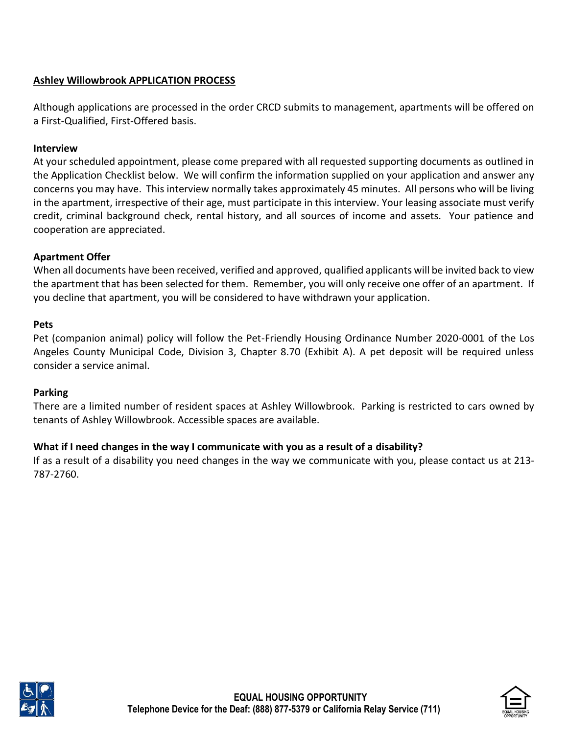## Ashley Willowbrook APPLICATION PROCESS

Although applications are processed in the order CRCD submits to management, apartments will be offered on a First-Qualified, First-Offered basis.

### Interview

At your scheduled appointment, please come prepared with all requested supporting documents as outlined in the Application Checklist below. We will confirm the information supplied on your application and answer any concerns you may have. This interview normally takes approximately 45 minutes. All persons who will be living in the apartment, irrespective of their age, must participate in this interview. Your leasing associate must verify credit, criminal background check, rental history, and all sources of income and assets. Your patience and cooperation are appreciated.

### Apartment Offer

When all documents have been received, verified and approved, qualified applicants will be invited back to view the apartment that has been selected for them. Remember, you will only receive one offer of an apartment. If you decline that apartment, you will be considered to have withdrawn your application.

### Pets

Pet (companion animal) policy will follow the Pet-Friendly Housing Ordinance Number 2020-0001 of the Los Angeles County Municipal Code, Division 3, Chapter 8.70 (Exhibit A). A pet deposit will be required unless consider a service animal.

### Parking

There are a limited number of resident spaces at Ashley Willowbrook. Parking is restricted to cars owned by tenants of Ashley Willowbrook. Accessible spaces are available.

### What if I need changes in the way I communicate with you as a result of a disability?

If as a result of a disability you need changes in the way we communicate with you, please contact us at 213-787-2760.

**EQUAL HOUSING OPPORTUNITY**
**Telephone Device for the Deaf: (888) 877-5379 or California Relay Service (711)**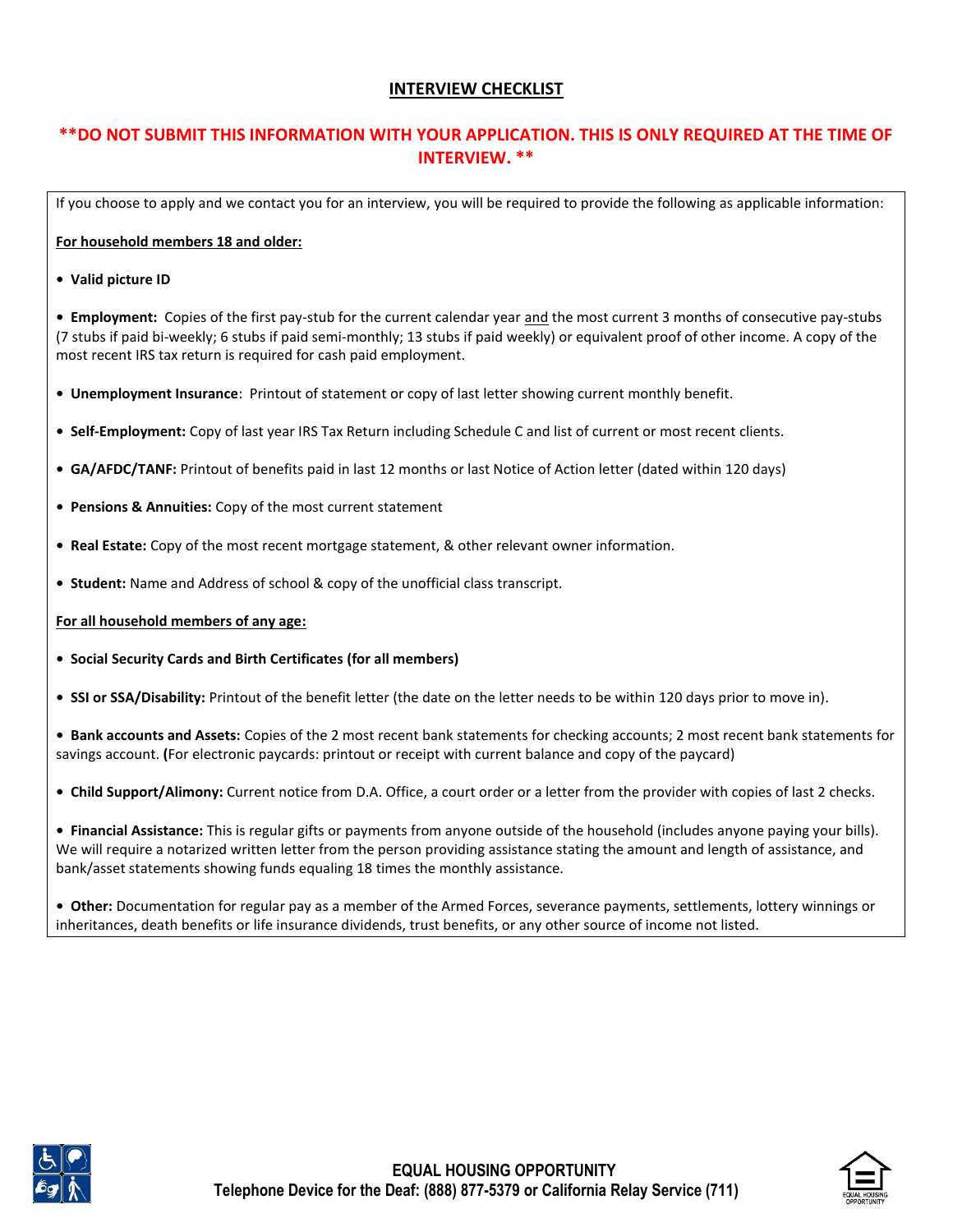# INTERVIEW CHECKLIST

**\*\*DO NOT SUBMIT THIS INFORMATION WITH YOUR APPLICATION. THIS IS ONLY REQUIRED AT THE TIME OF INTERVIEW. \*\***

If you choose to apply and we contact you for an interview, you will be required to provide the following as applicable information:

**For household members 18 and older:**

- **Valid picture ID**
- **Employment:** Copies of the first pay-stub for the current calendar year and the most current 3 months of consecutive pay-stubs (7 stubs if paid bi-weekly; 6 stubs if paid semi-monthly; 13 stubs if paid weekly) or equivalent proof of other income. A copy of the most recent IRS tax return is required for cash paid employment.
- **Unemployment Insurance**: Printout of statement or copy of last letter showing current monthly benefit.
- **Self-Employment:** Copy of last year IRS Tax Return including Schedule C and list of current or most recent clients.
- **GA/AFDC/TANF:** Printout of benefits paid in last 12 months or last Notice of Action letter (dated within 120 days)
- **Pensions & Annuities:** Copy of the most current statement
- **Real Estate:** Copy of the most recent mortgage statement, & other relevant owner information.
- **Student:** Name and Address of school & copy of the unofficial class transcript.

**For all household members of any age:**

- **Social Security Cards and Birth Certificates (for all members)**
- **SSI or SSA/Disability:** Printout of the benefit letter (the date on the letter needs to be within 120 days prior to move in).
- **Bank accounts and Assets:** Copies of the 2 most recent bank statements for checking accounts; 2 most recent bank statements for savings account. **(**For electronic paycards: printout or receipt with current balance and copy of the paycard)
- **Child Support/Alimony:** Current notice from D.A. Office, a court order or a letter from the provider with copies of last 2 checks.
- **Financial Assistance:** This is regular gifts or payments from anyone outside of the household (includes anyone paying your bills). We will require a notarized written letter from the person providing assistance stating the amount and length of assistance, and bank/asset statements showing funds equaling 18 times the monthly assistance.
- **Other:** Documentation for regular pay as a member of the Armed Forces, severance payments, settlements, lottery winnings or inheritances, death benefits or life insurance dividends, trust benefits, or any other source of income not listed.

**EQUAL HOUSING OPPORTUNITY**
**Telephone Device for the Deaf: (888) 877-5379 or California Relay Service (711)**